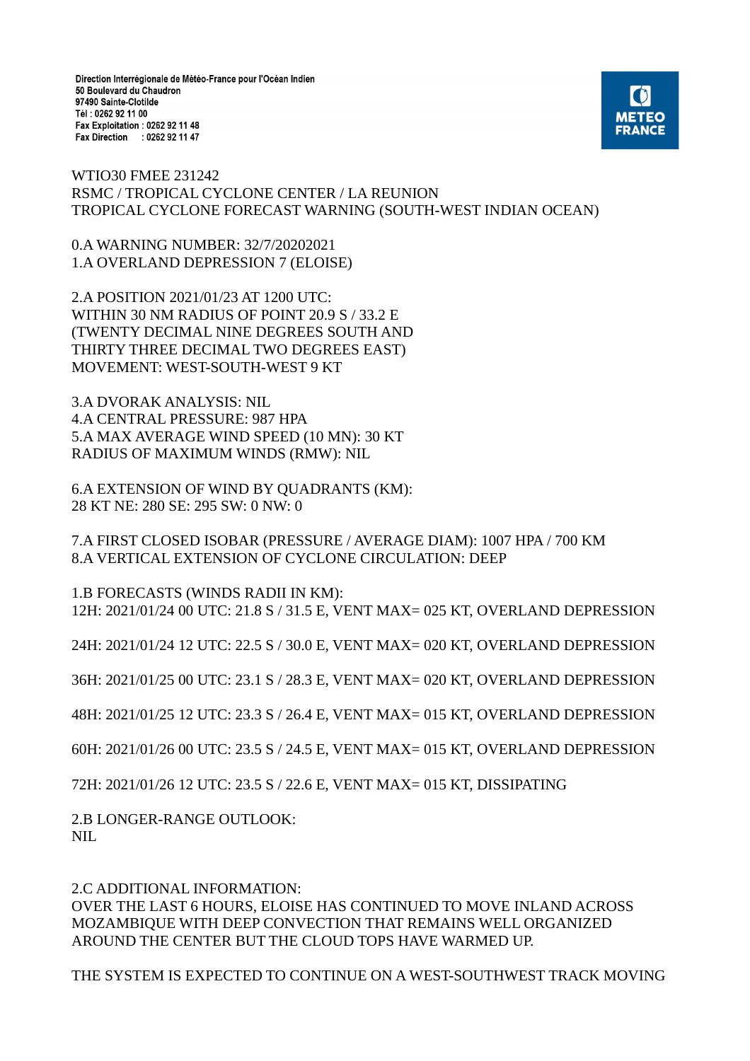Direction Interrégionale de Météo-France pour l'Océan Indien
50 Boulevard du Chaudron
97490 Sainte-Clotilde
Tél : 0262 92 11 00
Fax Exploitation : 0262 92 11 48
Fax Direction : 0262 92 11 47

METEO FRANCE

WTIO30 FMEE 231242
RSMC / TROPICAL CYCLONE CENTER / LA REUNION
TROPICAL CYCLONE FORECAST WARNING (SOUTH-WEST INDIAN OCEAN)

0.A WARNING NUMBER: 32/7/20202021
1.A OVERLAND DEPRESSION 7 (ELOISE)

2.A POSITION 2021/01/23 AT 1200 UTC:
WITHIN 30 NM RADIUS OF POINT 20.9 S / 33.2 E
(TWENTY DECIMAL NINE DEGREES SOUTH AND
THIRTY THREE DECIMAL TWO DEGREES EAST)
MOVEMENT: WEST-SOUTH-WEST 9 KT

3.A DVORAK ANALYSIS: NIL
4.A CENTRAL PRESSURE: 987 HPA
5.A MAX AVERAGE WIND SPEED (10 MN): 30 KT
RADIUS OF MAXIMUM WINDS (RMW): NIL

6.A EXTENSION OF WIND BY QUADRANTS (KM):
28 KT NE: 280 SE: 295 SW: 0 NW: 0

7.A FIRST CLOSED ISOBAR (PRESSURE / AVERAGE DIAM): 1007 HPA / 700 KM
8.A VERTICAL EXTENSION OF CYCLONE CIRCULATION: DEEP

1.B FORECASTS (WINDS RADII IN KM):
12H: 2021/01/24 00 UTC: 21.8 S / 31.5 E, VENT MAX= 025 KT, OVERLAND DEPRESSION

24H: 2021/01/24 12 UTC: 22.5 S / 30.0 E, VENT MAX= 020 KT, OVERLAND DEPRESSION

36H: 2021/01/25 00 UTC: 23.1 S / 28.3 E, VENT MAX= 020 KT, OVERLAND DEPRESSION

48H: 2021/01/25 12 UTC: 23.3 S / 26.4 E, VENT MAX= 015 KT, OVERLAND DEPRESSION

60H: 2021/01/26 00 UTC: 23.5 S / 24.5 E, VENT MAX= 015 KT, OVERLAND DEPRESSION

72H: 2021/01/26 12 UTC: 23.5 S / 22.6 E, VENT MAX= 015 KT, DISSIPATING

2.B LONGER-RANGE OUTLOOK:
NIL

2.C ADDITIONAL INFORMATION:
OVER THE LAST 6 HOURS, ELOISE HAS CONTINUED TO MOVE INLAND ACROSS MOZAMBIQUE WITH DEEP CONVECTION THAT REMAINS WELL ORGANIZED AROUND THE CENTER BUT THE CLOUD TOPS HAVE WARMED UP.

THE SYSTEM IS EXPECTED TO CONTINUE ON A WEST-SOUTHWEST TRACK MOVING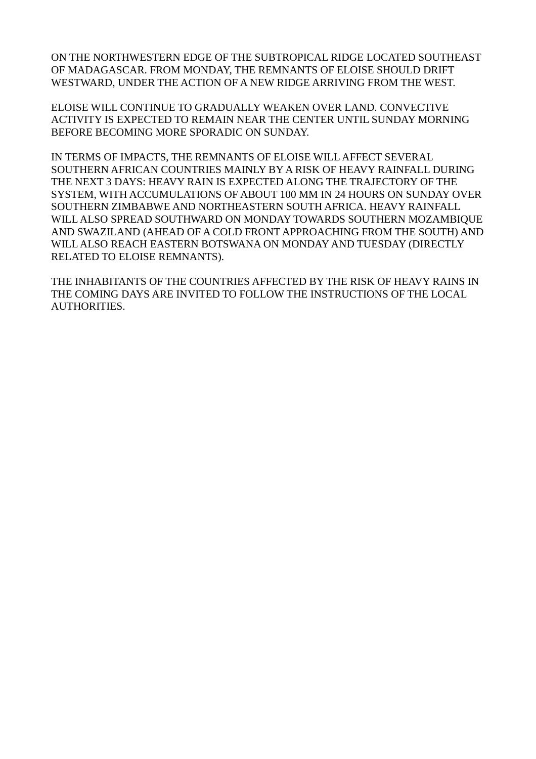ON THE NORTHWESTERN EDGE OF THE SUBTROPICAL RIDGE LOCATED SOUTHEAST OF MADAGASCAR. FROM MONDAY, THE REMNANTS OF ELOISE SHOULD DRIFT WESTWARD, UNDER THE ACTION OF A NEW RIDGE ARRIVING FROM THE WEST.

ELOISE WILL CONTINUE TO GRADUALLY WEAKEN OVER LAND. CONVECTIVE ACTIVITY IS EXPECTED TO REMAIN NEAR THE CENTER UNTIL SUNDAY MORNING BEFORE BECOMING MORE SPORADIC ON SUNDAY.

IN TERMS OF IMPACTS, THE REMNANTS OF ELOISE WILL AFFECT SEVERAL SOUTHERN AFRICAN COUNTRIES MAINLY BY A RISK OF HEAVY RAINFALL DURING THE NEXT 3 DAYS: HEAVY RAIN IS EXPECTED ALONG THE TRAJECTORY OF THE SYSTEM, WITH ACCUMULATIONS OF ABOUT 100 MM IN 24 HOURS ON SUNDAY OVER SOUTHERN ZIMBABWE AND NORTHEASTERN SOUTH AFRICA. HEAVY RAINFALL WILL ALSO SPREAD SOUTHWARD ON MONDAY TOWARDS SOUTHERN MOZAMBIQUE AND SWAZILAND (AHEAD OF A COLD FRONT APPROACHING FROM THE SOUTH) AND WILL ALSO REACH EASTERN BOTSWANA ON MONDAY AND TUESDAY (DIRECTLY RELATED TO ELOISE REMNANTS).

THE INHABITANTS OF THE COUNTRIES AFFECTED BY THE RISK OF HEAVY RAINS IN THE COMING DAYS ARE INVITED TO FOLLOW THE INSTRUCTIONS OF THE LOCAL AUTHORITIES.